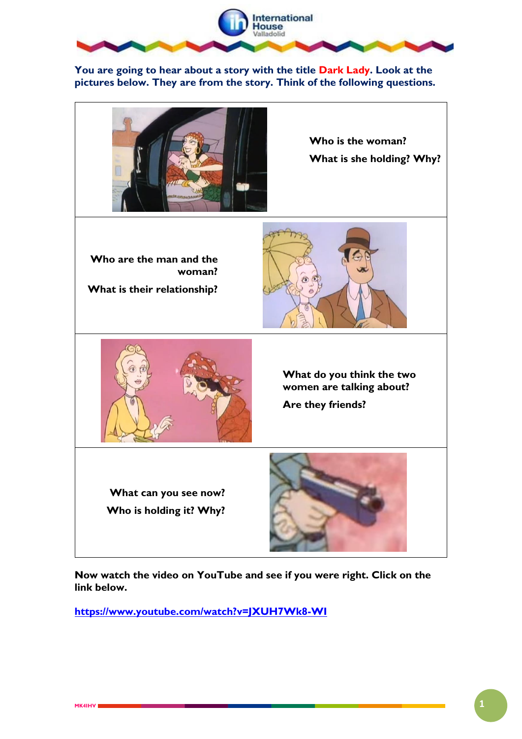**You are going to hear about a story with the title Dark Lady. Look at the pictures below. They are from the story. Think of the following questions.**

| | |
|---|---|
| | **Who is the woman?**<br><br>**What is she holding? Why?** |
| **Who are the man and the woman?**<br><br>**What is their relationship?** | |
| | **What do you think the two women are talking about?**<br><br>**Are they friends?** |
| **What can you see now?**<br><br>**Who is holding it? Why?** | |

**Now watch the video on YouTube and see if you were right. Click on the link below.**

https://www.youtube.com/watch?v=JXUH7Wk8-WI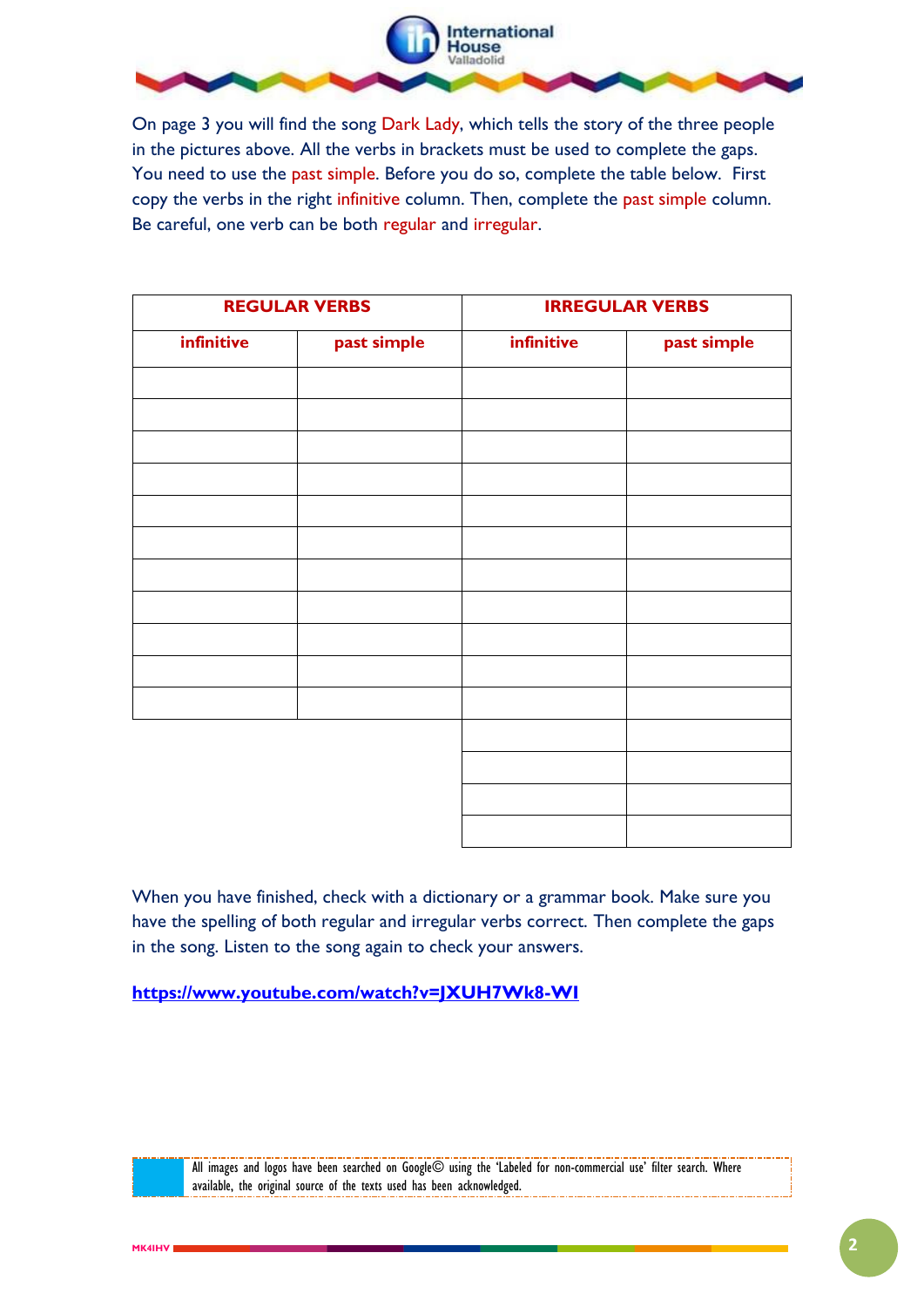On page 3 you will find the song Dark Lady, which tells the story of the three people in the pictures above. All the verbs in brackets must be used to complete the gaps. You need to use the past simple. Before you do so, complete the table below. First copy the verbs in the right infinitive column. Then, complete the past simple column. Be careful, one verb can be both regular and irregular.

| REGULAR VERBS | | IRREGULAR VERBS | |
|---|---|---|---|
| **infinitive** | **past simple** | **infinitive** | **past simple** |
| | | | |
| | | | |
| | | | |
| | | | |
| | | | |
| | | | |
| | | | |
| | | | |
| | | | |
| | | | |
| | | | |
| | | | |
| | | | |
| | | | |
| | | | |

When you have finished, check with a dictionary or a grammar book. Make sure you have the spelling of both regular and irregular verbs correct. Then complete the gaps in the song. Listen to the song again to check your answers.

**https://www.youtube.com/watch?v=JXUH7Wk8-WI**

All images and logos have been searched on Google© using the 'Labeled for non-commercial use' filter search. Where available, the original source of the texts used has been acknowledged.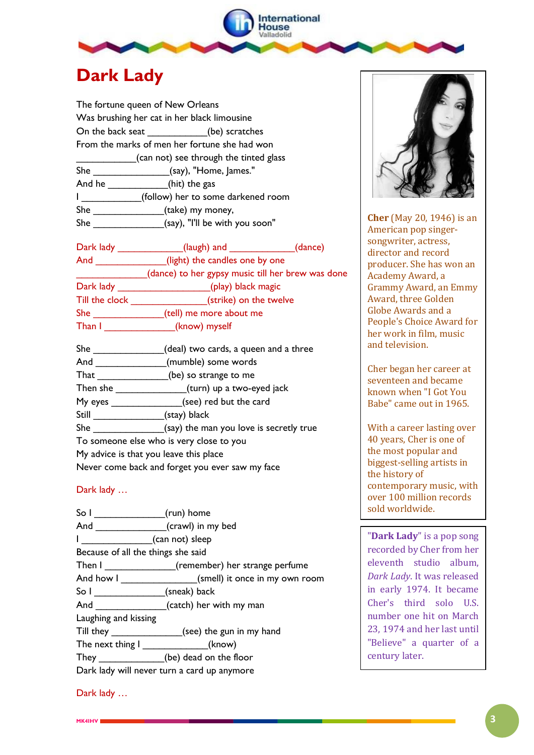# Dark Lady

The fortune queen of New Orleans
Was brushing her cat in her black limousine
On the back seat ___________(be) scratches
From the marks of men her fortune she had won
___________(can not) see through the tinted glass
She _______________(say), "Home, James."
And he ____________(hit) the gas
I ____________(follow) her to some darkened room
She ______________(take) my money,
She ______________(say), "I'll be with you soon"

Dark lady _____________(laugh) and _____________(dance)
And ______________(light) the candles one by one
______________(dance) to her gypsy music till her brew was done
Dark lady __________________(play) black magic
Till the clock _______________(strike) on the twelve
She ______________(tell) me more about me
Than I ______________(know) myself

She ______________(deal) two cards, a queen and a three
And ______________(mumble) some words
That ______________(be) so strange to me
Then she ______________(turn) up a two-eyed jack
My eyes ______________(see) red but the card
Still ______________(stay) black
She ______________(say) the man you love is secretly true
To someone else who is very close to you
My advice is that you leave this place
Never come back and forget you ever saw my face

Dark lady …

So I ______________(run) home
And ______________(crawl) in my bed
I ______________(can not) sleep
Because of all the things she said
Then I ______________(remember) her strange perfume
And how I _______________(smell) it once in my own room
So I ______________(sneak) back
And ______________(catch) her with my man
Laughing and kissing
Till they ______________(see) the gun in my hand
The next thing I _____________(know)
They _____________(be) dead on the floor
Dark lady will never turn a card up anymore

Dark lady …

**Cher** (May 20, 1946) is an American pop singer-songwriter, actress, director and record producer. She has won an Academy Award, a Grammy Award, an Emmy Award, three Golden Globe Awards and a People's Choice Award for her work in film, music and television.

Cher began her career at seventeen and became known when "I Got You Babe" came out in 1965.

With a career lasting over 40 years, Cher is one of the most popular and biggest-selling artists in the history of contemporary music, with over 100 million records sold worldwide.

"**Dark Lady**" is a pop song recorded by Cher from her eleventh studio album, *Dark Lady*. It was released in early 1974. It became Cher's third solo U.S. number one hit on March 23, 1974 and her last until "Believe" a quarter of a century later.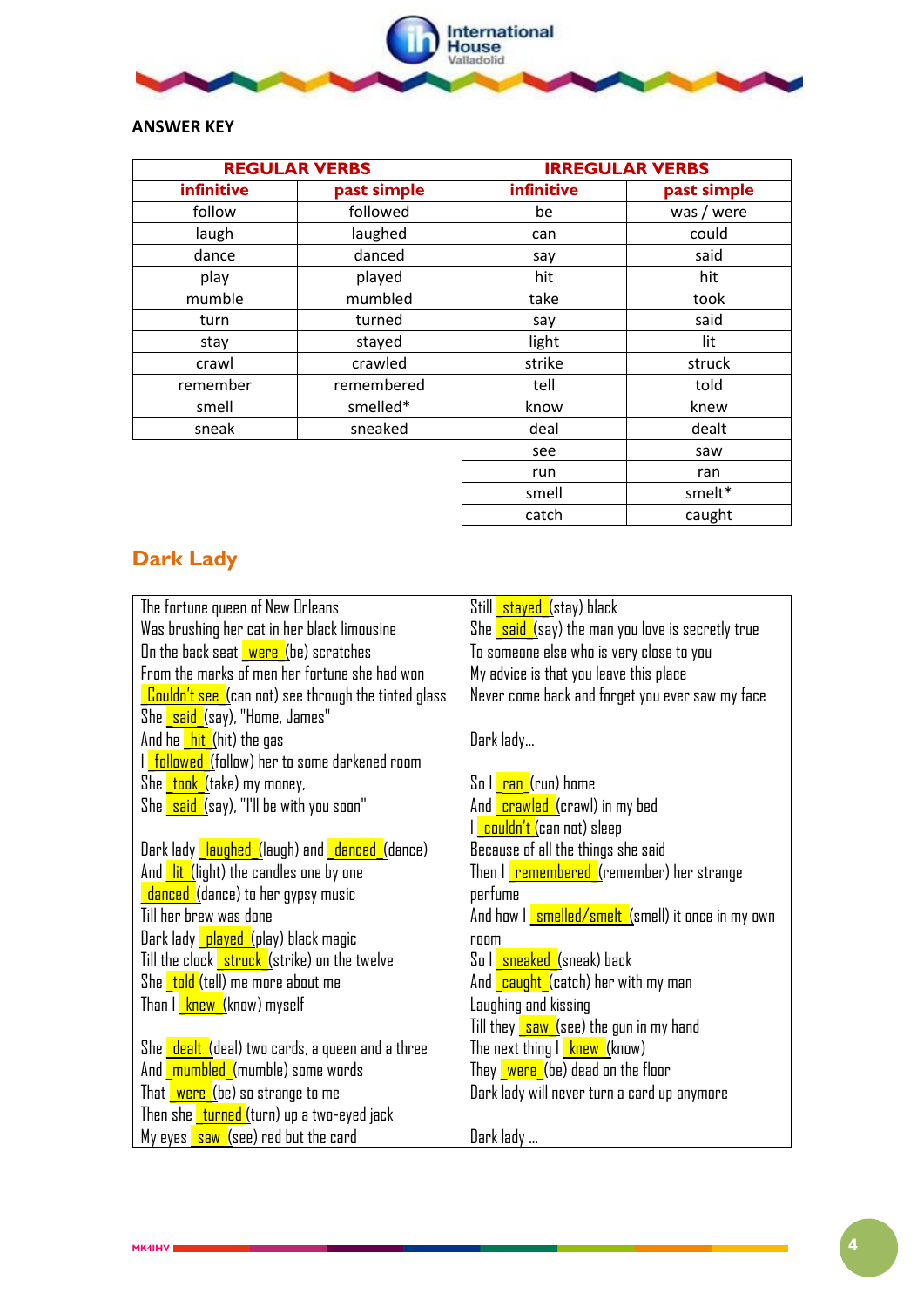**ANSWER KEY**

| REGULAR VERBS | | IRREGULAR VERBS | |
|---|---|---|---|
| **infinitive** | **past simple** | **infinitive** | **past simple** |
| follow | followed | be | was / were |
| laugh | laughed | can | could |
| dance | danced | say | said |
| play | played | hit | hit |
| mumble | mumbled | take | took |
| turn | turned | say | said |
| stay | stayed | light | lit |
| crawl | crawled | strike | struck |
| remember | remembered | tell | told |
| smell | smelled* | know | knew |
| sneak | sneaked | deal | dealt |
| | | see | saw |
| | | run | ran |
| | | smell | smelt* |
| | | catch | caught |

## Dark Lady

The fortune queen of New Orleans
Was brushing her cat in her black limousine
On the back seat were (be) scratches
From the marks of men her fortune she had won
Couldn't see (can not) see through the tinted glass
She said (say), "Home, James"
And he hit (hit) the gas
I followed (follow) her to some darkened room
She took (take) my money,
She said (say), "I'll be with you soon"

Dark lady laughed (laugh) and danced (dance)
And lit (light) the candles one by one
danced (dance) to her gypsy music
Till her brew was done
Dark lady played (play) black magic
Till the clock struck (strike) on the twelve
She told (tell) me more about me
Than I knew (know) myself

She dealt (deal) two cards, a queen and a three
And mumbled (mumble) some words
That were (be) so strange to me
Then she turned (turn) up a two-eyed jack
My eyes saw (see) red but the card

Still stayed (stay) black
She said (say) the man you love is secretly true
To someone else who is very close to you
My advice is that you leave this place
Never come back and forget you ever saw my face

Dark lady...

So I ran (run) home
And crawled (crawl) in my bed
I couldn't (can not) sleep
Because of all the things she said
Then I remembered (remember) her strange perfume
And how I smelled/smelt (smell) it once in my own room
So I sneaked (sneak) back
And caught (catch) her with my man
Laughing and kissing
Till they saw (see) the gun in my hand
The next thing I knew (know)
They were (be) dead on the floor
Dark lady will never turn a card up anymore

Dark lady ...